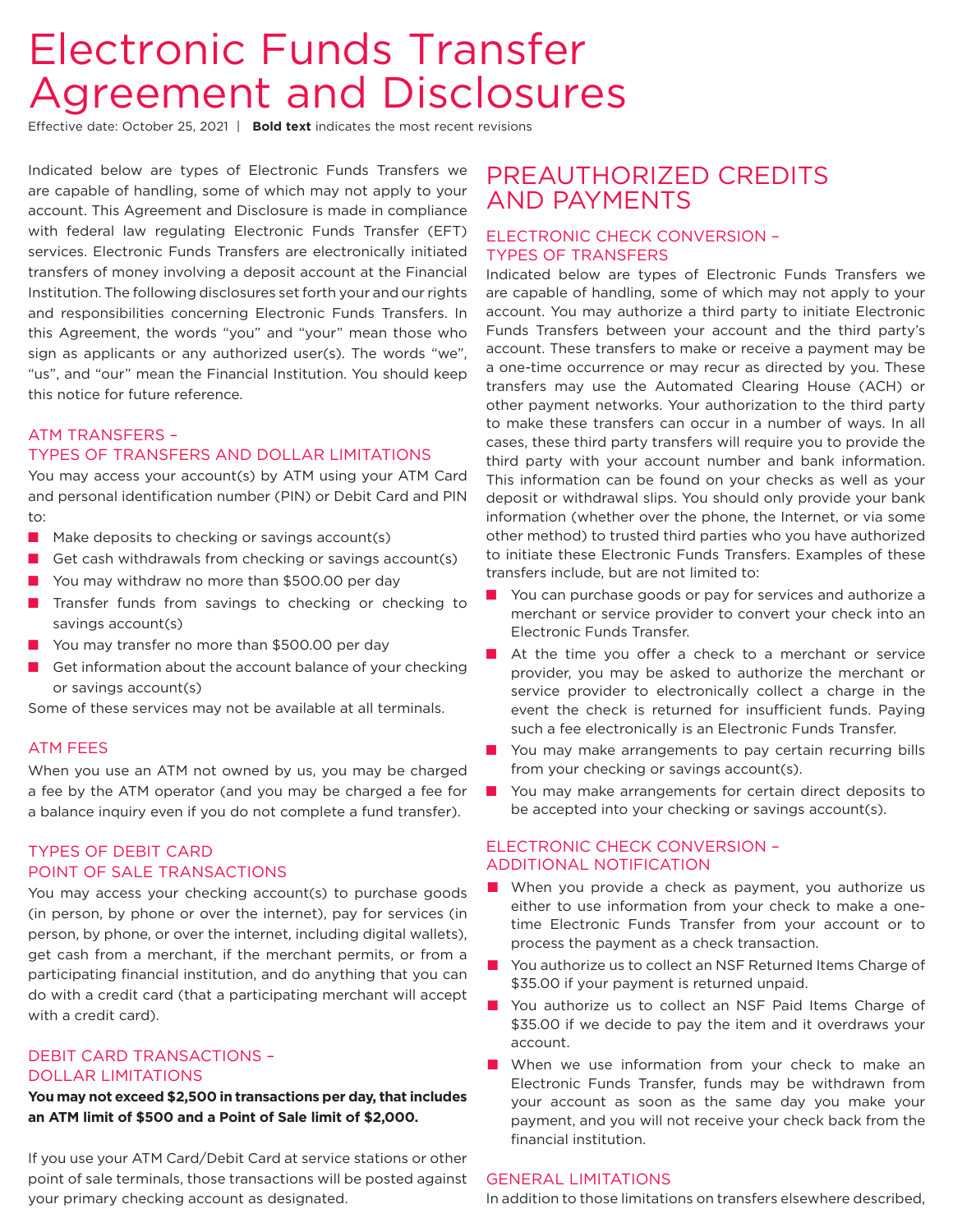# Electronic Funds Transfer Agreement and Disclosures

Effective date: October 25, 2021 | **Bold text** indicates the most recent revisions

Indicated below are types of Electronic Funds Transfers we are capable of handling, some of which may not apply to your account. This Agreement and Disclosure is made in compliance with federal law regulating Electronic Funds Transfer (EFT) services. Electronic Funds Transfers are electronically initiated transfers of money involving a deposit account at the Financial Institution. The following disclosures set forth your and our rights and responsibilities concerning Electronic Funds Transfers. In this Agreement, the words "you" and "your" mean those who sign as applicants or any authorized user(s). The words "we", "us", and "our" mean the Financial Institution. You should keep this notice for future reference.

## ATM TRANSFERS – TYPES OF TRANSFERS AND DOLLAR LIMITATIONS

You may access your account(s) by ATM using your ATM Card and personal identification number (PIN) or Debit Card and PIN to:

- Make deposits to checking or savings account(s)
- Get cash withdrawals from checking or savings account(s)
- You may withdraw no more than $500.00 per day
- Transfer funds from savings to checking or checking to savings account(s)
- You may transfer no more than $500.00 per day
- Get information about the account balance of your checking or savings account(s)

Some of these services may not be available at all terminals.

## ATM FEES

When you use an ATM not owned by us, you may be charged a fee by the ATM operator (and you may be charged a fee for a balance inquiry even if you do not complete a fund transfer).

## TYPES OF DEBIT CARD POINT OF SALE TRANSACTIONS

You may access your checking account(s) to purchase goods (in person, by phone or over the internet), pay for services (in person, by phone, or over the internet, including digital wallets), get cash from a merchant, if the merchant permits, or from a participating financial institution, and do anything that you can do with a credit card (that a participating merchant will accept with a credit card).

## DEBIT CARD TRANSACTIONS – DOLLAR LIMITATIONS

**You may not exceed $2,500 in transactions per day, that includes an ATM limit of $500 and a Point of Sale limit of $2,000.**

If you use your ATM Card/Debit Card at service stations or other point of sale terminals, those transactions will be posted against your primary checking account as designated.

# PREAUTHORIZED CREDITS AND PAYMENTS

## ELECTRONIC CHECK CONVERSION – TYPES OF TRANSFERS

Indicated below are types of Electronic Funds Transfers we are capable of handling, some of which may not apply to your account. You may authorize a third party to initiate Electronic Funds Transfers between your account and the third party's account. These transfers to make or receive a payment may be a one-time occurrence or may recur as directed by you. These transfers may use the Automated Clearing House (ACH) or other payment networks. Your authorization to the third party to make these transfers can occur in a number of ways. In all cases, these third party transfers will require you to provide the third party with your account number and bank information. This information can be found on your checks as well as your deposit or withdrawal slips. You should only provide your bank information (whether over the phone, the Internet, or via some other method) to trusted third parties who you have authorized to initiate these Electronic Funds Transfers. Examples of these transfers include, but are not limited to:

- You can purchase goods or pay for services and authorize a merchant or service provider to convert your check into an Electronic Funds Transfer.
- At the time you offer a check to a merchant or service provider, you may be asked to authorize the merchant or service provider to electronically collect a charge in the event the check is returned for insufficient funds. Paying such a fee electronically is an Electronic Funds Transfer.
- You may make arrangements to pay certain recurring bills from your checking or savings account(s).
- You may make arrangements for certain direct deposits to be accepted into your checking or savings account(s).

## ELECTRONIC CHECK CONVERSION – ADDITIONAL NOTIFICATION

- When you provide a check as payment, you authorize us either to use information from your check to make a one-time Electronic Funds Transfer from your account or to process the payment as a check transaction.
- You authorize us to collect an NSF Returned Items Charge of $35.00 if your payment is returned unpaid.
- You authorize us to collect an NSF Paid Items Charge of $35.00 if we decide to pay the item and it overdraws your account.
- When we use information from your check to make an Electronic Funds Transfer, funds may be withdrawn from your account as soon as the same day you make your payment, and you will not receive your check back from the financial institution.

## GENERAL LIMITATIONS

In addition to those limitations on transfers elsewhere described,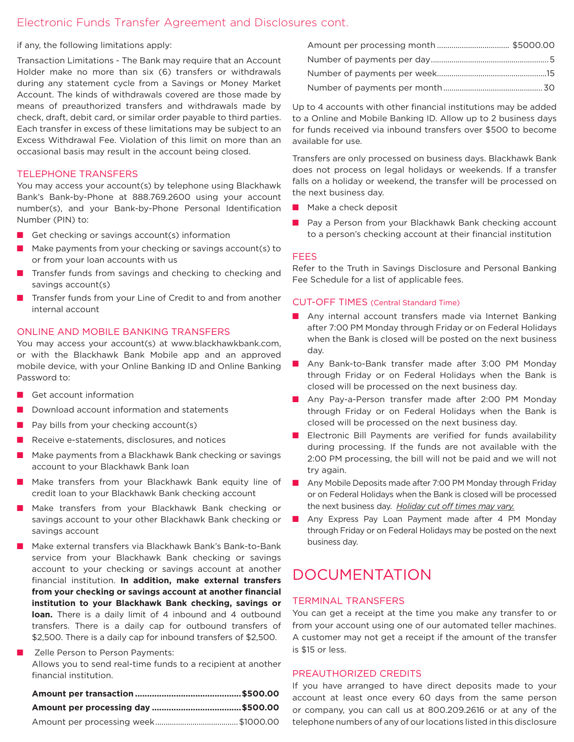if any, the following limitations apply:

Transaction Limitations - The Bank may require that an Account Holder make no more than six (6) transfers or withdrawals during any statement cycle from a Savings or Money Market Account. The kinds of withdrawals covered are those made by means of preauthorized transfers and withdrawals made by check, draft, debit card, or similar order payable to third parties. Each transfer in excess of these limitations may be subject to an Excess Withdrawal Fee. Violation of this limit on more than an occasional basis may result in the account being closed.

## TELEPHONE TRANSFERS

You may access your account(s) by telephone using Blackhawk Bank's Bank-by-Phone at 888.769.2600 using your account number(s), and your Bank-by-Phone Personal Identification Number (PIN) to:

- Get checking or savings account(s) information
- Make payments from your checking or savings account(s) to or from your loan accounts with us
- Transfer funds from savings and checking to checking and savings account(s)
- Transfer funds from your Line of Credit to and from another internal account

## ONLINE AND MOBILE BANKING TRANSFERS

You may access your account(s) at www.blackhawkbank.com, or with the Blackhawk Bank Mobile app and an approved mobile device, with your Online Banking ID and Online Banking Password to:

- Get account information
- Download account information and statements
- Pay bills from your checking account(s)
- Receive e-statements, disclosures, and notices
- Make payments from a Blackhawk Bank checking or savings account to your Blackhawk Bank loan
- Make transfers from your Blackhawk Bank equity line of credit loan to your Blackhawk Bank checking account
- Make transfers from your Blackhawk Bank checking or savings account to your other Blackhawk Bank checking or savings account
- Make external transfers via Blackhawk Bank's Bank-to-Bank service from your Blackhawk Bank checking or savings account to your checking or savings account at another financial institution. **In addition, make external transfers from your checking or savings account at another financial institution to your Blackhawk Bank checking, savings or loan.** There is a daily limit of 4 inbound and 4 outbound transfers. There is a daily cap for outbound transfers of $2,500. There is a daily cap for inbound transfers of $2,500.
- Zelle Person to Person Payments:
  Allows you to send real-time funds to a recipient at another financial institution.

  **Amount per transaction .......... $500.00**
  **Amount per processing day .......... $500.00**
  Amount per processing week .......... $1000.00
  Amount per processing month .......... $5000.00
  Number of payments per day .......... 5
  Number of payments per week .......... 15
  Number of payments per month .......... 30

Up to 4 accounts with other financial institutions may be added to a Online and Mobile Banking ID. Allow up to 2 business days for funds received via inbound transfers over $500 to become available for use.

Transfers are only processed on business days. Blackhawk Bank does not process on legal holidays or weekends. If a transfer falls on a holiday or weekend, the transfer will be processed on the next business day.

- Make a check deposit
- Pay a Person from your Blackhawk Bank checking account to a person's checking account at their financial institution

## FEES

Refer to the Truth in Savings Disclosure and Personal Banking Fee Schedule for a list of applicable fees.

## CUT-OFF TIMES (Central Standard Time)

- Any internal account transfers made via Internet Banking after 7:00 PM Monday through Friday or on Federal Holidays when the Bank is closed will be posted on the next business day.
- Any Bank-to-Bank transfer made after 3:00 PM Monday through Friday or on Federal Holidays when the Bank is closed will be processed on the next business day.
- Any Pay-a-Person transfer made after 2:00 PM Monday through Friday or on Federal Holidays when the Bank is closed will be processed on the next business day.
- Electronic Bill Payments are verified for funds availability during processing. If the funds are not available with the 2:00 PM processing, the bill will not be paid and we will not try again.
- Any Mobile Deposits made after 7:00 PM Monday through Friday or on Federal Holidays when the Bank is closed will be processed the next business day. *Holiday cut off times may vary.*
- Any Express Pay Loan Payment made after 4 PM Monday through Friday or on Federal Holidays may be posted on the next business day.

# DOCUMENTATION

## TERMINAL TRANSFERS

You can get a receipt at the time you make any transfer to or from your account using one of our automated teller machines. A customer may not get a receipt if the amount of the transfer is $15 or less.

## PREAUTHORIZED CREDITS

If you have arranged to have direct deposits made to your account at least once every 60 days from the same person or company, you can call us at 800.209.2616 or at any of the telephone numbers of any of our locations listed in this disclosure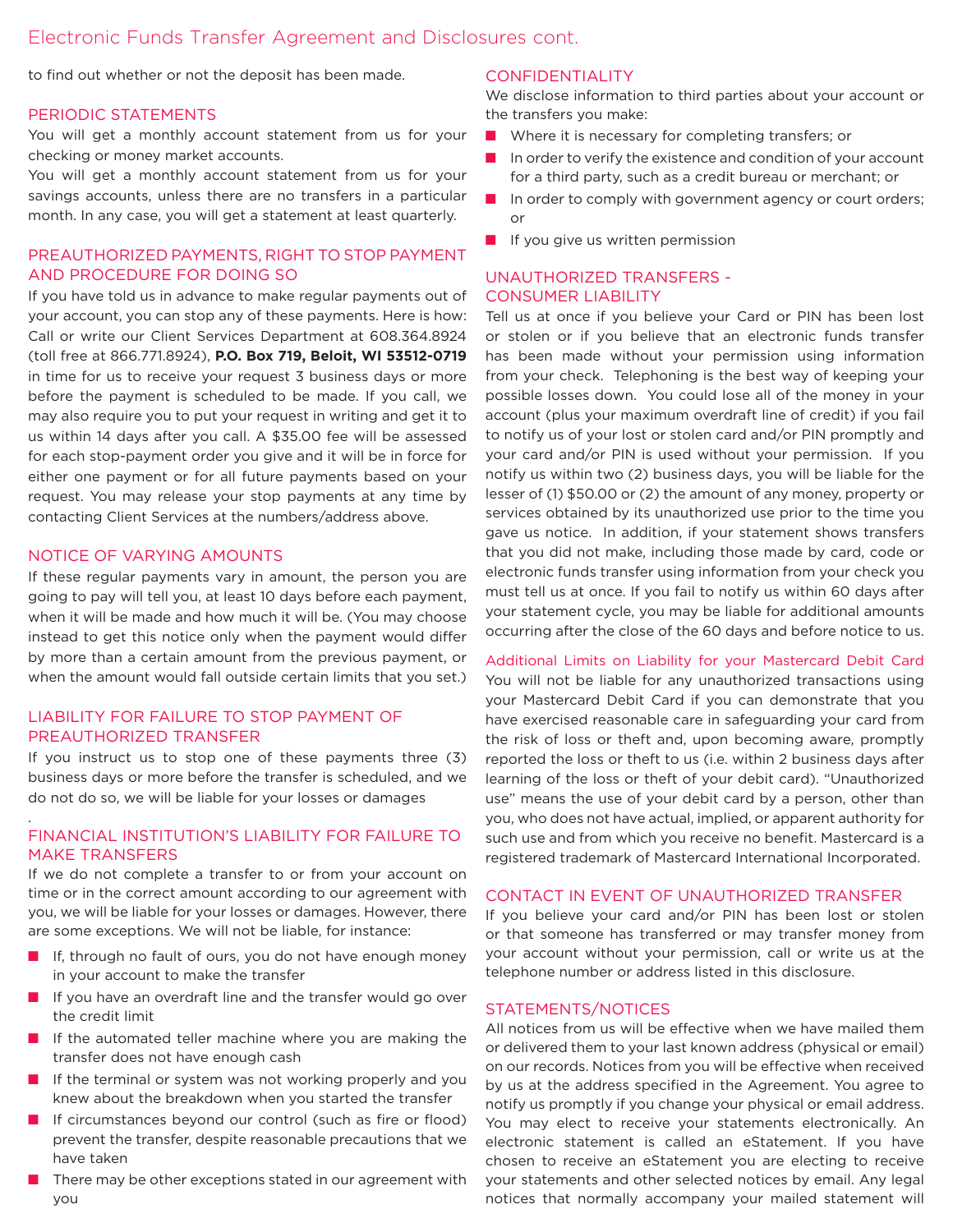to find out whether or not the deposit has been made.

## PERIODIC STATEMENTS

You will get a monthly account statement from us for your checking or money market accounts.

You will get a monthly account statement from us for your savings accounts, unless there are no transfers in a particular month. In any case, you will get a statement at least quarterly.

## PREAUTHORIZED PAYMENTS, RIGHT TO STOP PAYMENT AND PROCEDURE FOR DOING SO

If you have told us in advance to make regular payments out of your account, you can stop any of these payments. Here is how: Call or write our Client Services Department at 608.364.8924 (toll free at 866.771.8924), **P.O. Box 719, Beloit, WI 53512-0719** in time for us to receive your request 3 business days or more before the payment is scheduled to be made. If you call, we may also require you to put your request in writing and get it to us within 14 days after you call. A $35.00 fee will be assessed for each stop-payment order you give and it will be in force for either one payment or for all future payments based on your request. You may release your stop payments at any time by contacting Client Services at the numbers/address above.

## NOTICE OF VARYING AMOUNTS

If these regular payments vary in amount, the person you are going to pay will tell you, at least 10 days before each payment, when it will be made and how much it will be. (You may choose instead to get this notice only when the payment would differ by more than a certain amount from the previous payment, or when the amount would fall outside certain limits that you set.)

## LIABILITY FOR FAILURE TO STOP PAYMENT OF PREAUTHORIZED TRANSFER

If you instruct us to stop one of these payments three (3) business days or more before the transfer is scheduled, and we do not do so, we will be liable for your losses or damages

.

## FINANCIAL INSTITUTION'S LIABILITY FOR FAILURE TO MAKE TRANSFERS

If we do not complete a transfer to or from your account on time or in the correct amount according to our agreement with you, we will be liable for your losses or damages. However, there are some exceptions. We will not be liable, for instance:

- If, through no fault of ours, you do not have enough money in your account to make the transfer
- If you have an overdraft line and the transfer would go over the credit limit
- If the automated teller machine where you are making the transfer does not have enough cash
- If the terminal or system was not working properly and you knew about the breakdown when you started the transfer
- If circumstances beyond our control (such as fire or flood) prevent the transfer, despite reasonable precautions that we have taken
- There may be other exceptions stated in our agreement with you

## CONFIDENTIALITY

We disclose information to third parties about your account or the transfers you make:

- Where it is necessary for completing transfers; or
- In order to verify the existence and condition of your account for a third party, such as a credit bureau or merchant; or
- In order to comply with government agency or court orders; or
- If you give us written permission

## UNAUTHORIZED TRANSFERS - CONSUMER LIABILITY

Tell us at once if you believe your Card or PIN has been lost or stolen or if you believe that an electronic funds transfer has been made without your permission using information from your check. Telephoning is the best way of keeping your possible losses down. You could lose all of the money in your account (plus your maximum overdraft line of credit) if you fail to notify us of your lost or stolen card and/or PIN promptly and your card and/or PIN is used without your permission. If you notify us within two (2) business days, you will be liable for the lesser of (1) $50.00 or (2) the amount of any money, property or services obtained by its unauthorized use prior to the time you gave us notice. In addition, if your statement shows transfers that you did not make, including those made by card, code or electronic funds transfer using information from your check you must tell us at once. If you fail to notify us within 60 days after your statement cycle, you may be liable for additional amounts occurring after the close of the 60 days and before notice to us.

### Additional Limits on Liability for your Mastercard Debit Card

You will not be liable for any unauthorized transactions using your Mastercard Debit Card if you can demonstrate that you have exercised reasonable care in safeguarding your card from the risk of loss or theft and, upon becoming aware, promptly reported the loss or theft to us (i.e. within 2 business days after learning of the loss or theft of your debit card). "Unauthorized use" means the use of your debit card by a person, other than you, who does not have actual, implied, or apparent authority for such use and from which you receive no benefit. Mastercard is a registered trademark of Mastercard International Incorporated.

## CONTACT IN EVENT OF UNAUTHORIZED TRANSFER

If you believe your card and/or PIN has been lost or stolen or that someone has transferred or may transfer money from your account without your permission, call or write us at the telephone number or address listed in this disclosure.

## STATEMENTS/NOTICES

All notices from us will be effective when we have mailed them or delivered them to your last known address (physical or email) on our records. Notices from you will be effective when received by us at the address specified in the Agreement. You agree to notify us promptly if you change your physical or email address. You may elect to receive your statements electronically. An electronic statement is called an eStatement. If you have chosen to receive an eStatement you are electing to receive your statements and other selected notices by email. Any legal notices that normally accompany your mailed statement will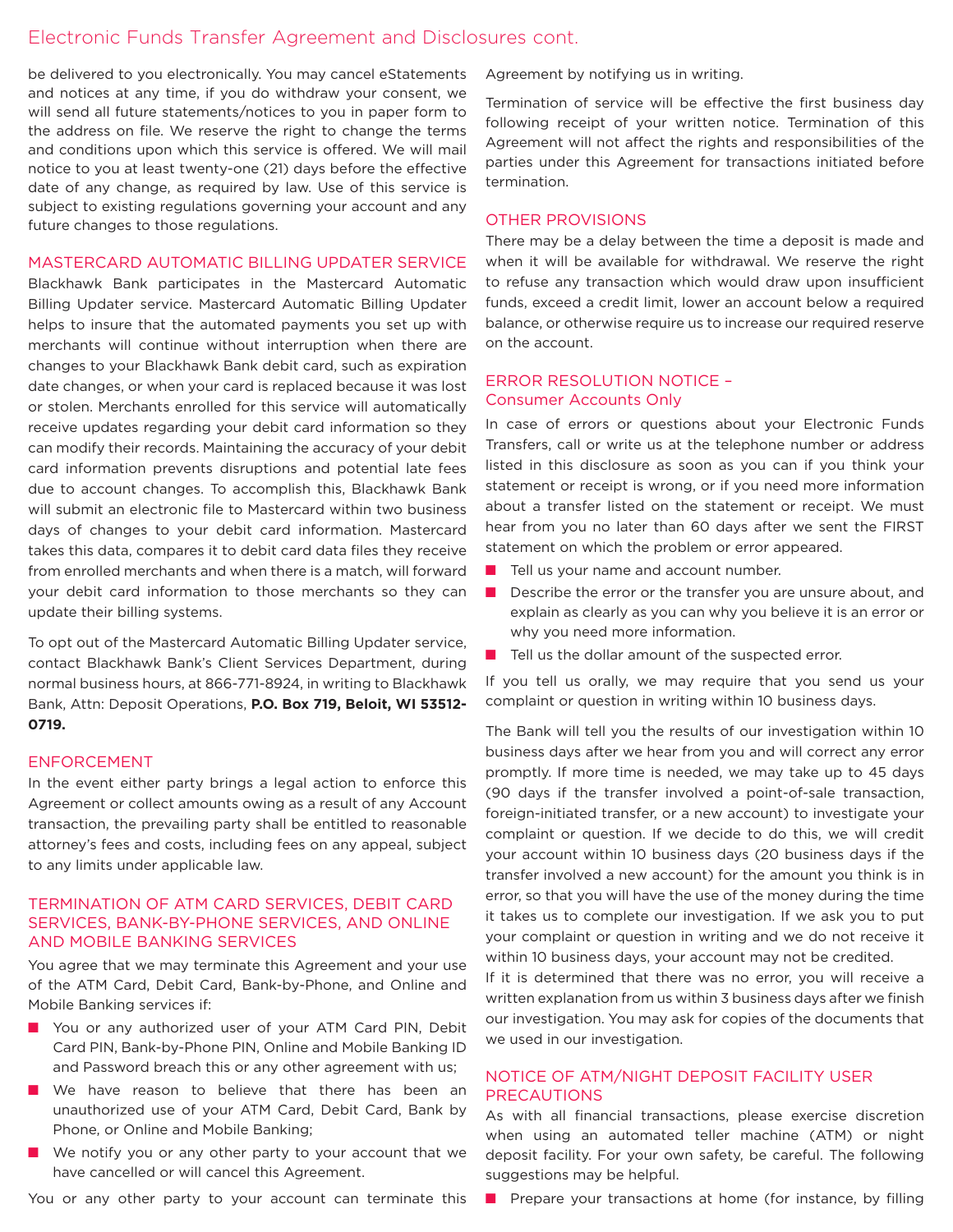be delivered to you electronically. You may cancel eStatements and notices at any time, if you do withdraw your consent, we will send all future statements/notices to you in paper form to the address on file. We reserve the right to change the terms and conditions upon which this service is offered. We will mail notice to you at least twenty-one (21) days before the effective date of any change, as required by law. Use of this service is subject to existing regulations governing your account and any future changes to those regulations.

## MASTERCARD AUTOMATIC BILLING UPDATER SERVICE

Blackhawk Bank participates in the Mastercard Automatic Billing Updater service. Mastercard Automatic Billing Updater helps to insure that the automated payments you set up with merchants will continue without interruption when there are changes to your Blackhawk Bank debit card, such as expiration date changes, or when your card is replaced because it was lost or stolen. Merchants enrolled for this service will automatically receive updates regarding your debit card information so they can modify their records. Maintaining the accuracy of your debit card information prevents disruptions and potential late fees due to account changes. To accomplish this, Blackhawk Bank will submit an electronic file to Mastercard within two business days of changes to your debit card information. Mastercard takes this data, compares it to debit card data files they receive from enrolled merchants and when there is a match, will forward your debit card information to those merchants so they can update their billing systems.

To opt out of the Mastercard Automatic Billing Updater service, contact Blackhawk Bank's Client Services Department, during normal business hours, at 866-771-8924, in writing to Blackhawk Bank, Attn: Deposit Operations, **P.O. Box 719, Beloit, WI 53512-0719.**

## ENFORCEMENT

In the event either party brings a legal action to enforce this Agreement or collect amounts owing as a result of any Account transaction, the prevailing party shall be entitled to reasonable attorney's fees and costs, including fees on any appeal, subject to any limits under applicable law.

## TERMINATION OF ATM CARD SERVICES, DEBIT CARD SERVICES, BANK-BY-PHONE SERVICES, AND ONLINE AND MOBILE BANKING SERVICES

You agree that we may terminate this Agreement and your use of the ATM Card, Debit Card, Bank-by-Phone, and Online and Mobile Banking services if:

- You or any authorized user of your ATM Card PIN, Debit Card PIN, Bank-by-Phone PIN, Online and Mobile Banking ID and Password breach this or any other agreement with us;
- We have reason to believe that there has been an unauthorized use of your ATM Card, Debit Card, Bank by Phone, or Online and Mobile Banking;
- We notify you or any other party to your account that we have cancelled or will cancel this Agreement.

You or any other party to your account can terminate this Agreement by notifying us in writing.

Termination of service will be effective the first business day following receipt of your written notice. Termination of this Agreement will not affect the rights and responsibilities of the parties under this Agreement for transactions initiated before termination.

## OTHER PROVISIONS

There may be a delay between the time a deposit is made and when it will be available for withdrawal. We reserve the right to refuse any transaction which would draw upon insufficient funds, exceed a credit limit, lower an account below a required balance, or otherwise require us to increase our required reserve on the account.

## ERROR RESOLUTION NOTICE – Consumer Accounts Only

In case of errors or questions about your Electronic Funds Transfers, call or write us at the telephone number or address listed in this disclosure as soon as you can if you think your statement or receipt is wrong, or if you need more information about a transfer listed on the statement or receipt. We must hear from you no later than 60 days after we sent the FIRST statement on which the problem or error appeared.

- Tell us your name and account number.
- Describe the error or the transfer you are unsure about, and explain as clearly as you can why you believe it is an error or why you need more information.
- Tell us the dollar amount of the suspected error.

If you tell us orally, we may require that you send us your complaint or question in writing within 10 business days.

The Bank will tell you the results of our investigation within 10 business days after we hear from you and will correct any error promptly. If more time is needed, we may take up to 45 days (90 days if the transfer involved a point-of-sale transaction, foreign-initiated transfer, or a new account) to investigate your complaint or question. If we decide to do this, we will credit your account within 10 business days (20 business days if the transfer involved a new account) for the amount you think is in error, so that you will have the use of the money during the time it takes us to complete our investigation. If we ask you to put your complaint or question in writing and we do not receive it within 10 business days, your account may not be credited.

If it is determined that there was no error, you will receive a written explanation from us within 3 business days after we finish our investigation. You may ask for copies of the documents that we used in our investigation.

## NOTICE OF ATM/NIGHT DEPOSIT FACILITY USER PRECAUTIONS

As with all financial transactions, please exercise discretion when using an automated teller machine (ATM) or night deposit facility. For your own safety, be careful. The following suggestions may be helpful.

- Prepare your transactions at home (for instance, by filling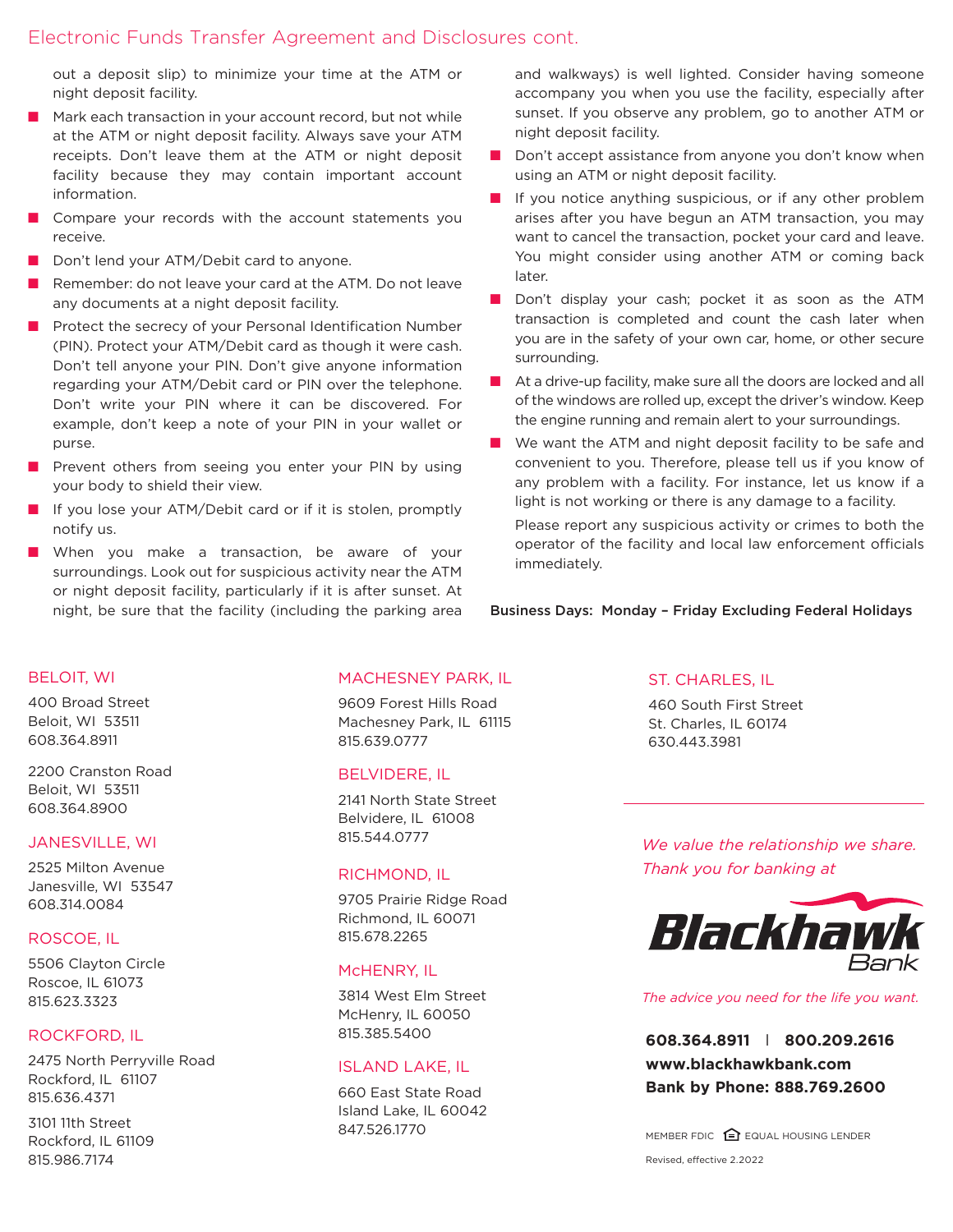## Electronic Funds Transfer Agreement and Disclosures cont.

out a deposit slip) to minimize your time at the ATM or night deposit facility.

- Mark each transaction in your account record, but not while at the ATM or night deposit facility. Always save your ATM receipts. Don't leave them at the ATM or night deposit facility because they may contain important account information.
- Compare your records with the account statements you receive.
- Don't lend your ATM/Debit card to anyone.
- Remember: do not leave your card at the ATM. Do not leave any documents at a night deposit facility.
- Protect the secrecy of your Personal Identification Number (PIN). Protect your ATM/Debit card as though it were cash. Don't tell anyone your PIN. Don't give anyone information regarding your ATM/Debit card or PIN over the telephone. Don't write your PIN where it can be discovered. For example, don't keep a note of your PIN in your wallet or purse.
- Prevent others from seeing you enter your PIN by using your body to shield their view.
- If you lose your ATM/Debit card or if it is stolen, promptly notify us.
- When you make a transaction, be aware of your surroundings. Look out for suspicious activity near the ATM or night deposit facility, particularly if it is after sunset. At night, be sure that the facility (including the parking area and walkways) is well lighted. Consider having someone accompany you when you use the facility, especially after sunset. If you observe any problem, go to another ATM or night deposit facility.
- Don't accept assistance from anyone you don't know when using an ATM or night deposit facility.
- If you notice anything suspicious, or if any other problem arises after you have begun an ATM transaction, you may want to cancel the transaction, pocket your card and leave. You might consider using another ATM or coming back later.
- Don't display your cash; pocket it as soon as the ATM transaction is completed and count the cash later when you are in the safety of your own car, home, or other secure surrounding.
- At a drive-up facility, make sure all the doors are locked and all of the windows are rolled up, except the driver's window. Keep the engine running and remain alert to your surroundings.
- We want the ATM and night deposit facility to be safe and convenient to you. Therefore, please tell us if you know of any problem with a facility. For instance, let us know if a light is not working or there is any damage to a facility.

  Please report any suspicious activity or crimes to both the operator of the facility and local law enforcement officials immediately.

**Business Days: Monday – Friday Excluding Federal Holidays**

### BELOIT, WI

400 Broad Street
Beloit, WI 53511
608.364.8911

2200 Cranston Road
Beloit, WI 53511
608.364.8900

### JANESVILLE, WI

2525 Milton Avenue
Janesville, WI 53547
608.314.0084

### ROSCOE, IL

5506 Clayton Circle
Roscoe, IL 61073
815.623.3323

### ROCKFORD, IL

2475 North Perryville Road
Rockford, IL 61107
815.636.4371

3101 11th Street
Rockford, IL 61109
815.986.7174

### MACHESNEY PARK, IL

9609 Forest Hills Road
Machesney Park, IL 61115
815.639.0777

### BELVIDERE, IL

2141 North State Street
Belvidere, IL 61008
815.544.0777

### RICHMOND, IL

9705 Prairie Ridge Road
Richmond, IL 60071
815.678.2265

### McHENRY, IL

3814 West Elm Street
McHenry, IL 60050
815.385.5400

### ISLAND LAKE, IL

660 East State Road
Island Lake, IL 60042
847.526.1770

### ST. CHARLES, IL

460 South First Street
St. Charles, IL 60174
630.443.3981

*We value the relationship we share. Thank you for banking at*

Blackhawk Bank

*The advice you need for the life you want.*

**608.364.8911 | 800.209.2616**
**www.blackhawkbank.com**
**Bank by Phone: 888.769.2600**

MEMBER FDIC EQUAL HOUSING LENDER

Revised, effective 2.2022